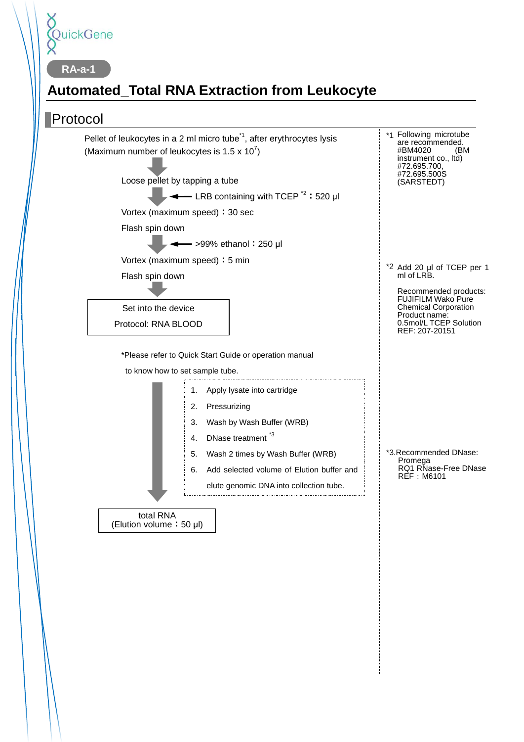QuickGene

RA-a-1

# Automated_Total RNA Extraction from Leukocyte

## Protocol

Pellet of leukocytes in a 2 ml micro tube[*1], after erythrocytes lysis
(Maximum number of leukocytes is 1.5 x $10^7$)

↓

Loose pellet by tapping a tube

↓ ← LRB containing with TCEP [*2] : 520 µl

Vortex (maximum speed) : 30 sec

Flash spin down

↓ ← >99% ethanol : 250 µl

Vortex (maximum speed) : 5 min

Flash spin down

↓

Set into the device
Protocol: RNA BLOOD

*Please refer to Quick Start Guide or operation manual to know how to set sample tube.

↓

1. Apply lysate into cartridge
2. Pressurizing
3. Wash by Wash Buffer (WRB)
4. DNase treatment [*3]
5. Wash 2 times by Wash Buffer (WRB)
6. Add selected volume of Elution buffer and elute genomic DNA into collection tube.

↓

total RNA
(Elution volume : 50 µl)

---

*1 Following microtube are recommended.
#BM4020 (BM instrument co., ltd)
#72.695.700, #72.695.500S (SARSTEDT)

*2 Add 20 µl of TCEP per 1 ml of LRB.

Recommended products:
FUJIFILM Wako Pure Chemical Corporation
Product name: 0.5mol/L TCEP Solution
REF: 207-20151

*3.Recommended DNase:
Promega
RQ1 RNase-Free DNase
REF : M6101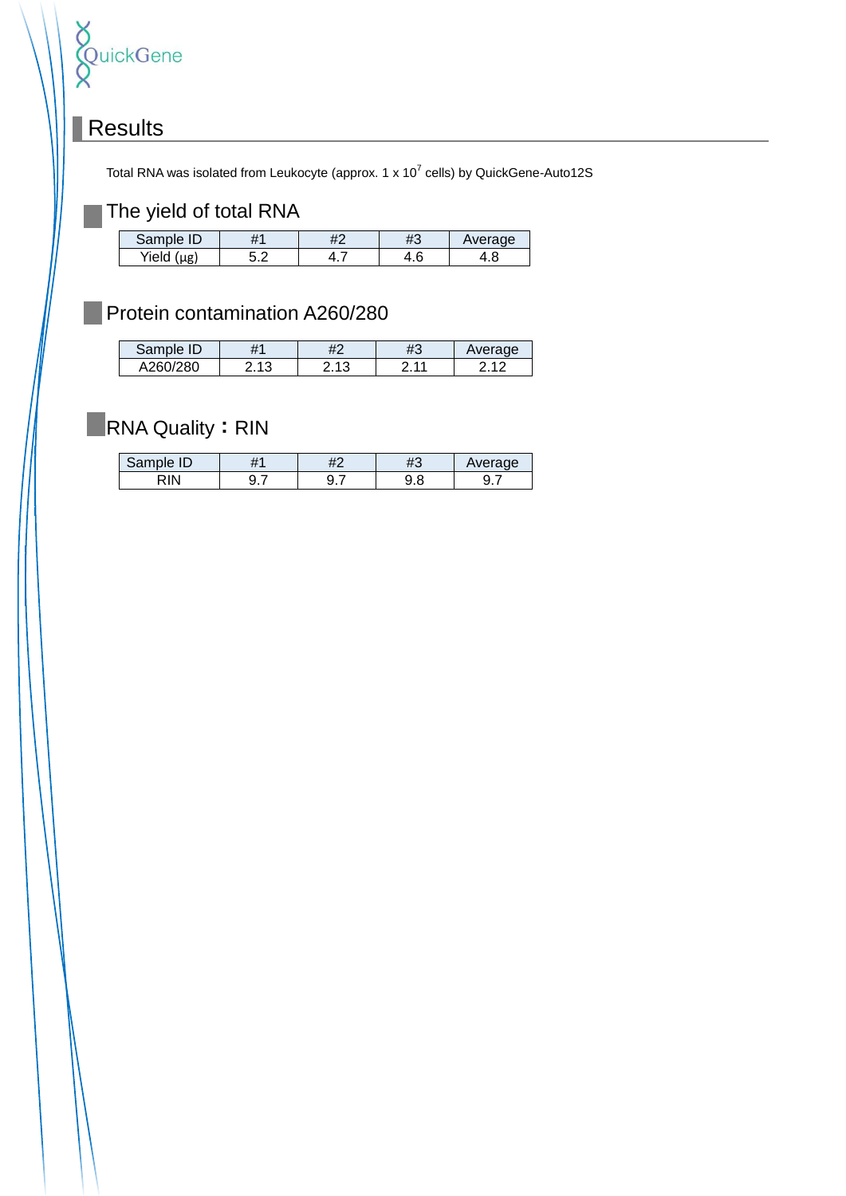QuickGene

# Results

Total RNA was isolated from Leukocyte (approx. 1 x $10^7$ cells) by QuickGene-Auto12S

## The yield of total RNA

| Sample ID | #1 | #2 | #3 | Average |
|---|---|---|---|---|
| Yield (μg) | 5.2 | 4.7 | 4.6 | 4.8 |

## Protein contamination A260/280

| Sample ID | #1 | #2 | #3 | Average |
|---|---|---|---|---|
| A260/280 | 2.13 | 2.13 | 2.11 | 2.12 |

## RNA Quality：RIN

| Sample ID | #1 | #2 | #3 | Average |
|---|---|---|---|---|
| RIN | 9.7 | 9.7 | 9.8 | 9.7 |